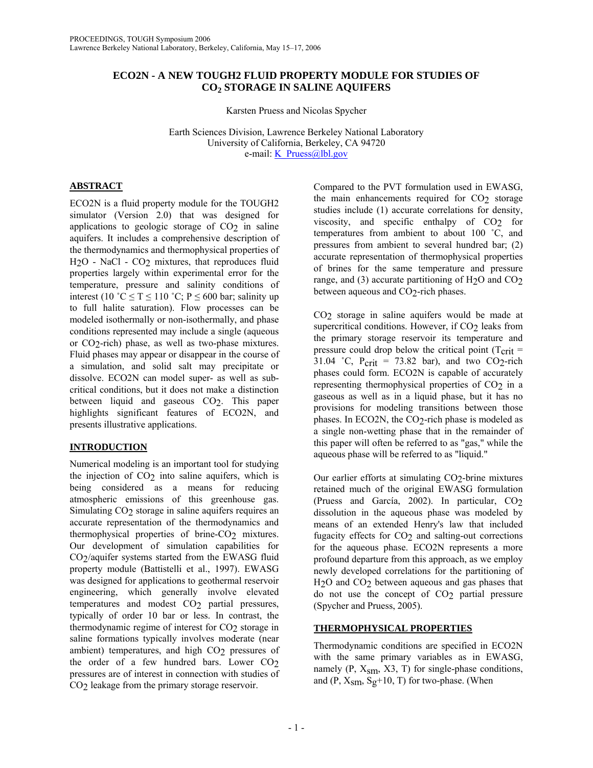# ECO2N - A NEW TOUGH2 FLUID PROPERTY MODULE FOR STUDIES OF $CO_2$ STORAGE IN SALINE AQUIFERS

Karsten Pruess and Nicolas Spycher

Earth Sciences Division, Lawrence Berkeley National Laboratory
University of California, Berkeley, CA 94720
e-mail: K_Pruess@lbl.gov

## ABSTRACT

ECO2N is a fluid property module for the TOUGH2 simulator (Version 2.0) that was designed for applications to geologic storage of $CO_2$ in saline aquifers. It includes a comprehensive description of the thermodynamics and thermophysical properties of $H_2O$ - NaCl - $CO_2$ mixtures, that reproduces fluid properties largely within experimental error for the temperature, pressure and salinity conditions of interest (10 ˚C ≤ T ≤ 110 ˚C; P ≤ 600 bar; salinity up to full halite saturation). Flow processes can be modeled isothermally or non-isothermally, and phase conditions represented may include a single (aqueous or $CO_2$-rich) phase, as well as two-phase mixtures. Fluid phases may appear or disappear in the course of a simulation, and solid salt may precipitate or dissolve. ECO2N can model super- as well as sub-critical conditions, but it does not make a distinction between liquid and gaseous $CO_2$. This paper highlights significant features of ECO2N, and presents illustrative applications.

## INTRODUCTION

Numerical modeling is an important tool for studying the injection of $CO_2$ into saline aquifers, which is being considered as a means for reducing atmospheric emissions of this greenhouse gas. Simulating $CO_2$ storage in saline aquifers requires an accurate representation of the thermodynamics and thermophysical properties of brine-$CO_2$ mixtures. Our development of simulation capabilities for $CO_2$/aquifer systems started from the EWASG fluid property module (Battistelli et al., 1997). EWASG was designed for applications to geothermal reservoir engineering, which generally involve elevated temperatures and modest $CO_2$ partial pressures, typically of order 10 bar or less. In contrast, the thermodynamic regime of interest for $CO_2$ storage in saline formations typically involves moderate (near ambient) temperatures, and high $CO_2$ pressures of the order of a few hundred bars. Lower $CO_2$ pressures are of interest in connection with studies of $CO_2$ leakage from the primary storage reservoir.

Compared to the PVT formulation used in EWASG, the main enhancements required for $CO_2$ storage studies include (1) accurate correlations for density, viscosity, and specific enthalpy of $CO_2$ for temperatures from ambient to about 100 ˚C, and pressures from ambient to several hundred bar; (2) accurate representation of thermophysical properties of brines for the same temperature and pressure range, and (3) accurate partitioning of $H_2O$ and $CO_2$ between aqueous and $CO_2$-rich phases.

$CO_2$ storage in saline aquifers would be made at supercritical conditions. However, if $CO_2$ leaks from the primary storage reservoir its temperature and pressure could drop below the critical point ($T_{crit}$ = 31.04 ˚C, $P_{crit}$ = 73.82 bar), and two $CO_2$-rich phases could form. ECO2N is capable of accurately representing thermophysical properties of $CO_2$ in a gaseous as well as in a liquid phase, but it has no provisions for modeling transitions between those phases. In ECO2N, the $CO_2$-rich phase is modeled as a single non-wetting phase that in the remainder of this paper will often be referred to as "gas," while the aqueous phase will be referred to as "liquid."

Our earlier efforts at simulating $CO_2$-brine mixtures retained much of the original EWASG formulation (Pruess and García, 2002). In particular, $CO_2$ dissolution in the aqueous phase was modeled by means of an extended Henry's law that included fugacity effects for $CO_2$ and salting-out corrections for the aqueous phase. ECO2N represents a more profound departure from this approach, as we employ newly developed correlations for the partitioning of $H_2O$ and $CO_2$ between aqueous and gas phases that do not use the concept of $CO_2$ partial pressure (Spycher and Pruess, 2005).

## THERMOPHYSICAL PROPERTIES

Thermodynamic conditions are specified in ECO2N with the same primary variables as in EWASG, namely (P, $X_{sm}$, X3, T) for single-phase conditions, and (P, $X_{sm}$, $S_g$+10, T) for two-phase. (When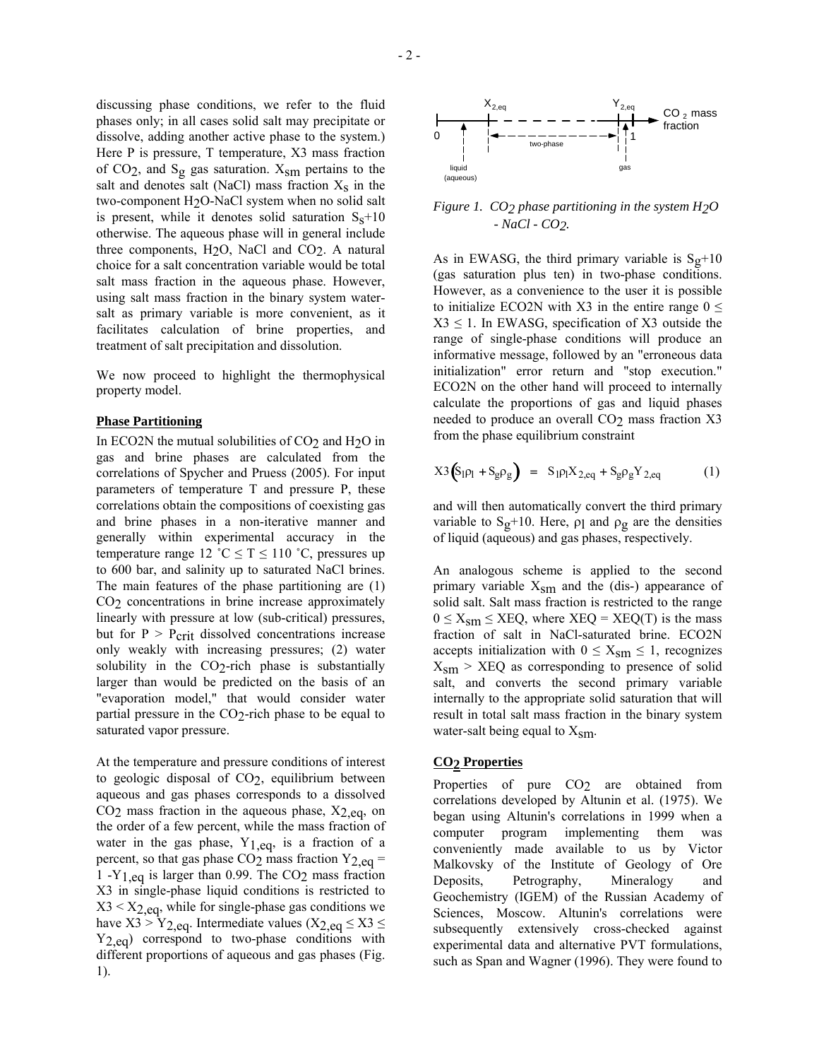discussing phase conditions, we refer to the fluid phases only; in all cases solid salt may precipitate or dissolve, adding another active phase to the system.) Here P is pressure, T temperature, X3 mass fraction of $CO_2$, and $S_g$ gas saturation. $X_{sm}$ pertains to the salt and denotes salt (NaCl) mass fraction $X_s$ in the two-component $H_2O$-NaCl system when no solid salt is present, while it denotes solid saturation $S_s+10$ otherwise. The aqueous phase will in general include three components, $H_2O$, NaCl and $CO_2$. A natural choice for a salt concentration variable would be total salt mass fraction in the aqueous phase. However, using salt mass fraction in the binary system water-salt as primary variable is more convenient, as it facilitates calculation of brine properties, and treatment of salt precipitation and dissolution.

We now proceed to highlight the thermophysical property model.

## Phase Partitioning

In ECO2N the mutual solubilities of $CO_2$ and $H_2O$ in gas and brine phases are calculated from the correlations of Spycher and Pruess (2005). For input parameters of temperature T and pressure P, these correlations obtain the compositions of coexisting gas and brine phases in a non-iterative manner and generally within experimental accuracy in the temperature range 12 ˚C ≤ T ≤ 110 ˚C, pressures up to 600 bar, and salinity up to saturated NaCl brines. The main features of the phase partitioning are (1) $CO_2$ concentrations in brine increase approximately linearly with pressure at low (sub-critical) pressures, but for $P > P_{crit}$ dissolved concentrations increase only weakly with increasing pressures; (2) water solubility in the $CO_2$-rich phase is substantially larger than would be predicted on the basis of an "evaporation model," that would consider water partial pressure in the $CO_2$-rich phase to be equal to saturated vapor pressure.

At the temperature and pressure conditions of interest to geologic disposal of $CO_2$, equilibrium between aqueous and gas phases corresponds to a dissolved $CO_2$ mass fraction in the aqueous phase, $X_{2,eq}$, on the order of a few percent, while the mass fraction of water in the gas phase, $Y_{1,eq}$, is a fraction of a percent, so that gas phase $CO_2$ mass fraction $Y_{2,eq} = 1 - Y_{1,eq}$ is larger than 0.99. The $CO_2$ mass fraction X3 in single-phase liquid conditions is restricted to $X3 < X_{2,eq}$, while for single-phase gas conditions we have $X3 > Y_{2,eq}$. Intermediate values ($X_{2,eq} \leq X3 \leq Y_{2,eq}$) correspond to two-phase conditions with different proportions of aqueous and gas phases (Fig. 1).

*Figure 1. $CO_2$ phase partitioning in the system $H_2O$ - NaCl - $CO_2$.*

As in EWASG, the third primary variable is $S_g+10$ (gas saturation plus ten) in two-phase conditions. However, as a convenience to the user it is possible to initialize ECO2N with X3 in the entire range $0 \leq X3 \leq 1$. In EWASG, specification of X3 outside the range of single-phase conditions will produce an informative message, followed by an "erroneous data initialization" error return and "stop execution." ECO2N on the other hand will proceed to internally calculate the proportions of gas and liquid phases needed to produce an overall $CO_2$ mass fraction X3 from the phase equilibrium constraint

$$X3\left(S_l\rho_l + S_g\rho_g\right) = S_l\rho_l X_{2,eq} + S_g\rho_g Y_{2,eq} \qquad (1)$$

and will then automatically convert the third primary variable to $S_g+10$. Here, $\rho_l$ and $\rho_g$ are the densities of liquid (aqueous) and gas phases, respectively.

An analogous scheme is applied to the second primary variable $X_{sm}$ and the (dis-) appearance of solid salt. Salt mass fraction is restricted to the range $0 \leq X_{sm} \leq XEQ$, where XEQ = XEQ(T) is the mass fraction of salt in NaCl-saturated brine. ECO2N accepts initialization with $0 \leq X_{sm} \leq 1$, recognizes $X_{sm} > XEQ$ as corresponding to presence of solid salt, and converts the second primary variable internally to the appropriate solid saturation that will result in total salt mass fraction in the binary system water-salt being equal to $X_{sm}$.

## $CO_2$ Properties

Properties of pure $CO_2$ are obtained from correlations developed by Altunin et al. (1975). We began using Altunin's correlations in 1999 when a computer program implementing them was conveniently made available to us by Victor Malkovsky of the Institute of Geology of Ore Deposits, Petrography, Mineralogy and Geochemistry (IGEM) of the Russian Academy of Sciences, Moscow. Altunin's correlations were subsequently extensively cross-checked against experimental data and alternative PVT formulations, such as Span and Wagner (1996). They were found to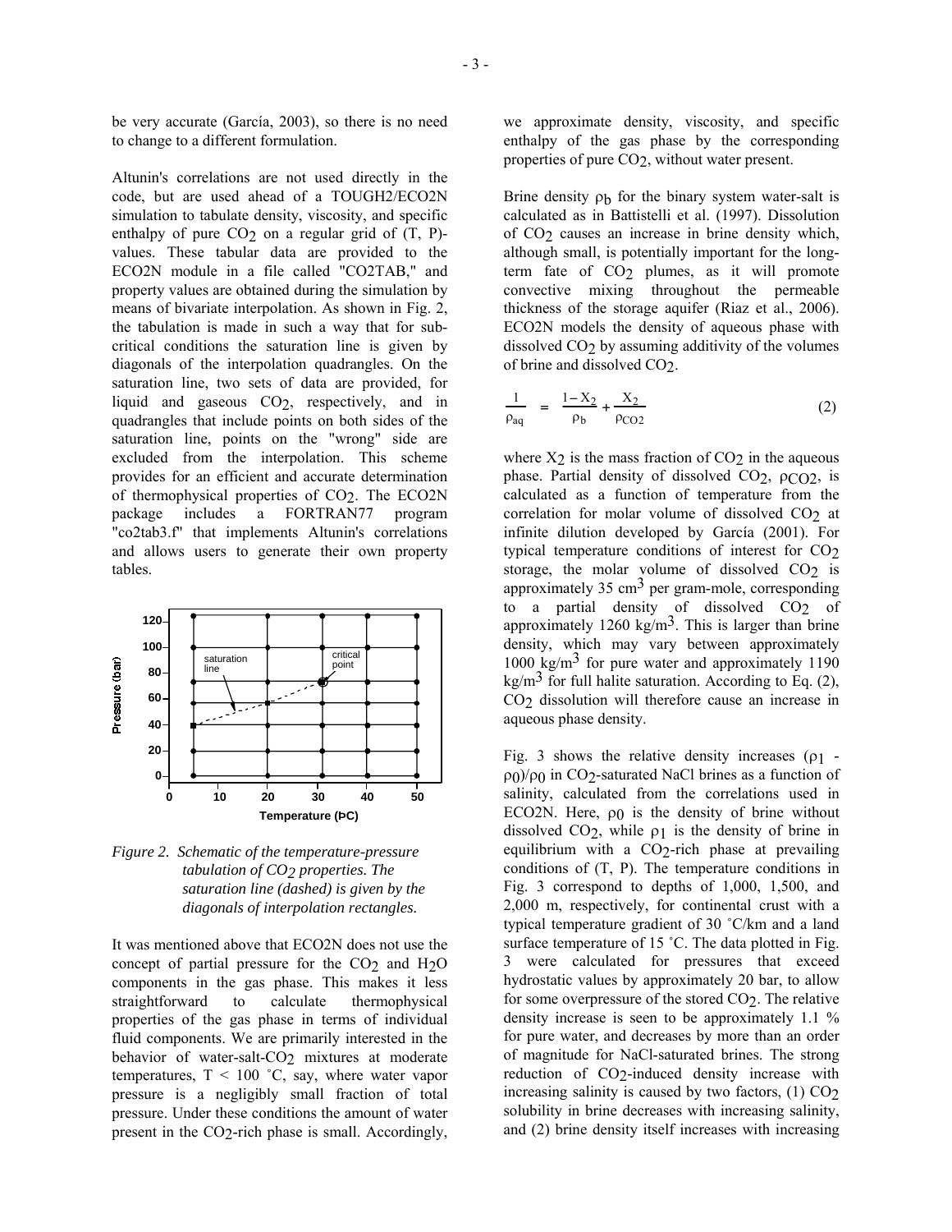be very accurate (García, 2003), so there is no need to change to a different formulation.

Altunin's correlations are not used directly in the code, but are used ahead of a TOUGH2/ECO2N simulation to tabulate density, viscosity, and specific enthalpy of pure $CO_2$ on a regular grid of (T, P)-values. These tabular data are provided to the ECO2N module in a file called "CO2TAB," and property values are obtained during the simulation by means of bivariate interpolation. As shown in Fig. 2, the tabulation is made in such a way that for sub-critical conditions the saturation line is given by diagonals of the interpolation quadrangles. On the saturation line, two sets of data are provided, for liquid and gaseous $CO_2$, respectively, and in quadrangles that include points on both sides of the saturation line, points on the "wrong" side are excluded from the interpolation. This scheme provides for an efficient and accurate determination of thermophysical properties of $CO_2$. The ECO2N package includes a FORTRAN77 program "co2tab3.f" that implements Altunin's correlations and allows users to generate their own property tables.

*Figure 2. Schematic of the temperature-pressure tabulation of $CO_2$ properties. The saturation line (dashed) is given by the diagonals of interpolation rectangles.*

It was mentioned above that ECO2N does not use the concept of partial pressure for the $CO_2$ and $H_2O$ components in the gas phase. This makes it less straightforward to calculate thermophysical properties of the gas phase in terms of individual fluid components. We are primarily interested in the behavior of water-salt-$CO_2$ mixtures at moderate temperatures, T < 100 ˚C, say, where water vapor pressure is a negligibly small fraction of total pressure. Under these conditions the amount of water present in the $CO_2$-rich phase is small. Accordingly, we approximate density, viscosity, and specific enthalpy of the gas phase by the corresponding properties of pure $CO_2$, without water present.

Brine density $\rho_b$ for the binary system water-salt is calculated as in Battistelli et al. (1997). Dissolution of $CO_2$ causes an increase in brine density which, although small, is potentially important for the long-term fate of $CO_2$ plumes, as it will promote convective mixing throughout the permeable thickness of the storage aquifer (Riaz et al., 2006). ECO2N models the density of aqueous phase with dissolved $CO_2$ by assuming additivity of the volumes of brine and dissolved $CO_2$.

$$\frac{1}{\rho_{aq}} = \frac{1 - X_2}{\rho_b} + \frac{X_2}{\rho_{CO2}} \tag{2}$$

where $X_2$ is the mass fraction of $CO_2$ in the aqueous phase. Partial density of dissolved $CO_2$, $\rho_{CO2}$, is calculated as a function of temperature from the correlation for molar volume of dissolved $CO_2$ at infinite dilution developed by García (2001). For typical temperature conditions of interest for $CO_2$ storage, the molar volume of dissolved $CO_2$ is approximately 35 cm$^3$ per gram-mole, corresponding to a partial density of dissolved $CO_2$ of approximately 1260 kg/m$^3$. This is larger than brine density, which may vary between approximately 1000 kg/m$^3$ for pure water and approximately 1190 kg/m$^3$ for full halite saturation. According to Eq. (2), $CO_2$ dissolution will therefore cause an increase in aqueous phase density.

Fig. 3 shows the relative density increases $(\rho_1 - \rho_0)/\rho_0$ in $CO_2$-saturated NaCl brines as a function of salinity, calculated from the correlations used in ECO2N. Here, $\rho_0$ is the density of brine without dissolved $CO_2$, while $\rho_1$ is the density of brine in equilibrium with a $CO_2$-rich phase at prevailing conditions of (T, P). The temperature conditions in Fig. 3 correspond to depths of 1,000, 1,500, and 2,000 m, respectively, for continental crust with a typical temperature gradient of 30 ˚C/km and a land surface temperature of 15 ˚C. The data plotted in Fig. 3 were calculated for pressures that exceed hydrostatic values by approximately 20 bar, to allow for some overpressure of the stored $CO_2$. The relative density increase is seen to be approximately 1.1 % for pure water, and decreases by more than an order of magnitude for NaCl-saturated brines. The strong reduction of $CO_2$-induced density increase with increasing salinity is caused by two factors, (1) $CO_2$ solubility in brine decreases with increasing salinity, and (2) brine density itself increases with increasing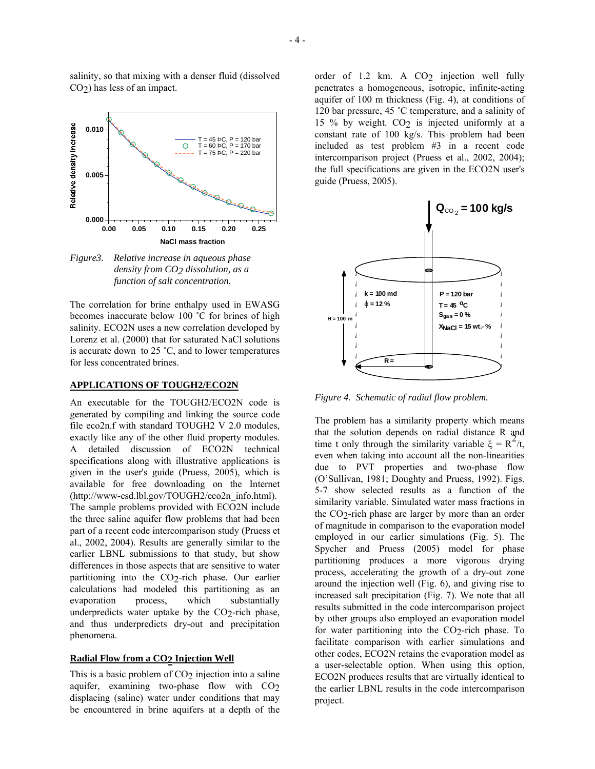salinity, so that mixing with a denser fluid (dissolved $CO_2$) has less of an impact.

*Figure3. Relative increase in aqueous phase density from $CO_2$ dissolution, as a function of salt concentration.*

The correlation for brine enthalpy used in EWASG becomes inaccurate below 100 ˚C for brines of high salinity. ECO2N uses a new correlation developed by Lorenz et al. (2000) that for saturated NaCl solutions is accurate down to 25 ˚C, and to lower temperatures for less concentrated brines.

## APPLICATIONS OF TOUGH2/ECO2N

An executable for the TOUGH2/ECO2N code is generated by compiling and linking the source code file eco2n.f with standard TOUGH2 V 2.0 modules, exactly like any of the other fluid property modules. A detailed discussion of ECO2N technical specifications along with illustrative applications is given in the user's guide (Pruess, 2005), which is available for free downloading on the Internet (http://www-esd.lbl.gov/TOUGH2/eco2n_info.html). The sample problems provided with ECO2N include the three saline aquifer flow problems that had been part of a recent code intercomparison study (Pruess et al., 2002, 2004). Results are generally similar to the earlier LBNL submissions to that study, but show differences in those aspects that are sensitive to water partitioning into the $CO_2$-rich phase. Our earlier calculations had modeled this partitioning as an evaporation process, which substantially underpredicts water uptake by the $CO_2$-rich phase, and thus underpredicts dry-out and precipitation phenomena.

### Radial Flow from a $CO_2$ Injection Well

This is a basic problem of $CO_2$ injection into a saline aquifer, examining two-phase flow with $CO_2$ displacing (saline) water under conditions that may be encountered in brine aquifers at a depth of the order of 1.2 km. A $CO_2$ injection well fully penetrates a homogeneous, isotropic, infinite-acting aquifer of 100 m thickness (Fig. 4), at conditions of 120 bar pressure, 45 ˚C temperature, and a salinity of 15 % by weight. $CO_2$ is injected uniformly at a constant rate of 100 kg/s. This problem had been included as test problem #3 in a recent code intercomparison project (Pruess et al., 2002, 2004); the full specifications are given in the ECO2N user's guide (Pruess, 2005).

*Figure 4. Schematic of radial flow problem.*

The problem has a similarity property which means that the solution depends on radial distance R and time t only through the similarity variable $\xi = R^2/t$, even when taking into account all the non-linearities due to PVT properties and two-phase flow (O'Sullivan, 1981; Doughty and Pruess, 1992). Figs. 5-7 show selected results as a function of the similarity variable. Simulated water mass fractions in the $CO_2$-rich phase are larger by more than an order of magnitude in comparison to the evaporation model employed in our earlier simulations (Fig. 5). The Spycher and Pruess (2005) model for phase partitioning produces a more vigorous drying process, accelerating the growth of a dry-out zone around the injection well (Fig. 6), and giving rise to increased salt precipitation (Fig. 7). We note that all results submitted in the code intercomparison project by other groups also employed an evaporation model for water partitioning into the $CO_2$-rich phase. To facilitate comparison with earlier simulations and other codes, ECO2N retains the evaporation model as a user-selectable option. When using this option, ECO2N produces results that are virtually identical to the earlier LBNL results in the code intercomparison project.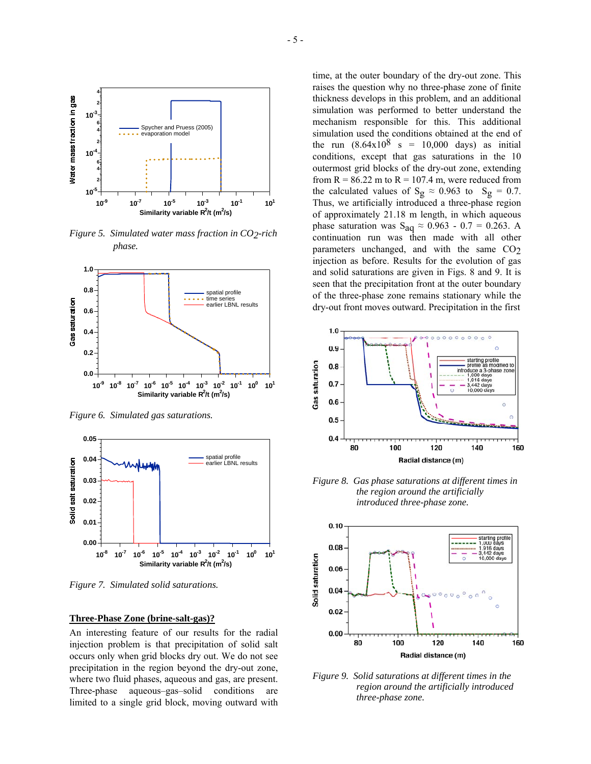*Figure 5. Simulated water mass fraction in $CO_2$-rich phase.*

*Figure 6. Simulated gas saturations.*

*Figure 7. Simulated solid saturations.*

**Three-Phase Zone (brine-salt-gas)?**

An interesting feature of our results for the radial injection problem is that precipitation of solid salt occurs only when grid blocks dry out. We do not see precipitation in the region beyond the dry-out zone, where two fluid phases, aqueous and gas, are present. Three-phase aqueous–gas–solid conditions are limited to a single grid block, moving outward with time, at the outer boundary of the dry-out zone. This raises the question why no three-phase zone of finite thickness develops in this problem, and an additional simulation was performed to better understand the mechanism responsible for this. This additional simulation used the conditions obtained at the end of the run ($8.64 \times 10^8$ s = 10,000 days) as initial conditions, except that gas saturations in the 10 outermost grid blocks of the dry-out zone, extending from R = 86.22 m to R = 107.4 m, were reduced from the calculated values of $S_g \approx 0.963$ to $S_g = 0.7$. Thus, we artificially introduced a three-phase region of approximately 21.18 m length, in which aqueous phase saturation was $S_{aq} \approx 0.963 - 0.7 = 0.263$. A continuation run was then made with all other parameters unchanged, and with the same $CO_2$ injection as before. Results for the evolution of gas and solid saturations are given in Figs. 8 and 9. It is seen that the precipitation front at the outer boundary of the three-phase zone remains stationary while the dry-out front moves outward. Precipitation in the first

*Figure 8. Gas phase saturations at different times in the region around the artificially introduced three-phase zone.*

*Figure 9. Solid saturations at different times in the region around the artificially introduced three-phase zone.*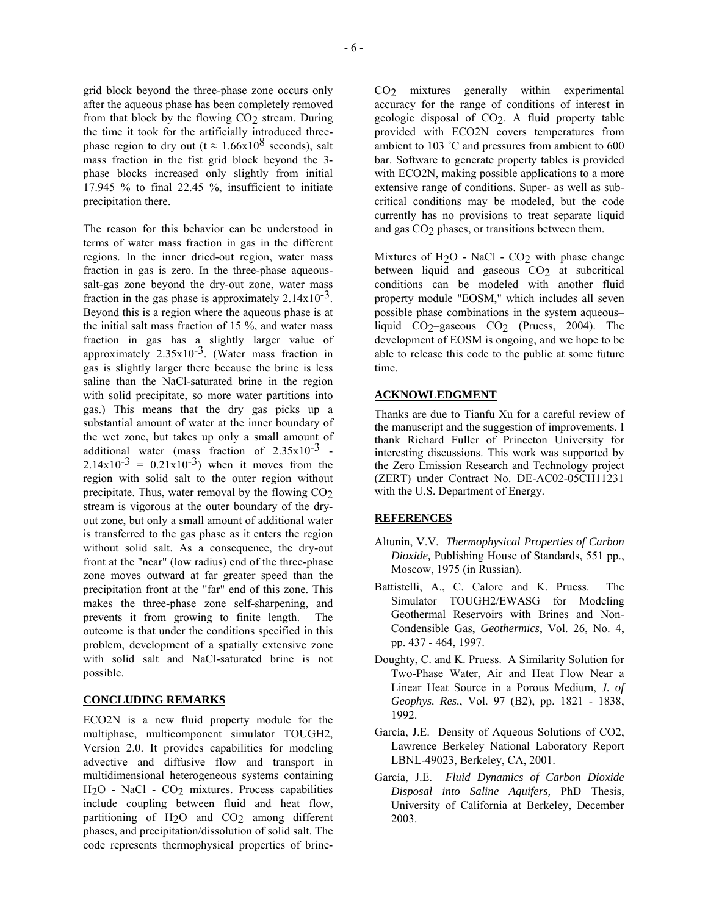grid block beyond the three-phase zone occurs only after the aqueous phase has been completely removed from that block by the flowing $CO_2$ stream. During the time it took for the artificially introduced three-phase region to dry out ($t \approx 1.66 \times 10^8$ seconds), salt mass fraction in the fist grid block beyond the 3-phase blocks increased only slightly from initial 17.945 % to final 22.45 %, insufficient to initiate precipitation there.

The reason for this behavior can be understood in terms of water mass fraction in gas in the different regions. In the inner dried-out region, water mass fraction in gas is zero. In the three-phase aqueous-salt-gas zone beyond the dry-out zone, water mass fraction in the gas phase is approximately $2.14 \times 10^{-3}$. Beyond this is a region where the aqueous phase is at the initial salt mass fraction of 15 %, and water mass fraction in gas has a slightly larger value of approximately $2.35 \times 10^{-3}$. (Water mass fraction in gas is slightly larger there because the brine is less saline than the NaCl-saturated brine in the region with solid precipitate, so more water partitions into gas.) This means that the dry gas picks up a substantial amount of water at the inner boundary of the wet zone, but takes up only a small amount of additional water (mass fraction of $2.35 \times 10^{-3} - 2.14 \times 10^{-3} = 0.21 \times 10^{-3}$) when it moves from the region with solid salt to the outer region without precipitate. Thus, water removal by the flowing $CO_2$ stream is vigorous at the outer boundary of the dry-out zone, but only a small amount of additional water is transferred to the gas phase as it enters the region without solid salt. As a consequence, the dry-out front at the "near" (low radius) end of the three-phase zone moves outward at far greater speed than the precipitation front at the "far" end of this zone. This makes the three-phase zone self-sharpening, and prevents it from growing to finite length. The outcome is that under the conditions specified in this problem, development of a spatially extensive zone with solid salt and NaCl-saturated brine is not possible.

## CONCLUDING REMARKS

ECO2N is a new fluid property module for the multiphase, multicomponent simulator TOUGH2, Version 2.0. It provides capabilities for modeling advective and diffusive flow and transport in multidimensional heterogeneous systems containing $H_2O$ - NaCl - $CO_2$ mixtures. Process capabilities include coupling between fluid and heat flow, partitioning of $H_2O$ and $CO_2$ among different phases, and precipitation/dissolution of solid salt. The code represents thermophysical properties of brine-$CO_2$ mixtures generally within experimental accuracy for the range of conditions of interest in geologic disposal of $CO_2$. A fluid property table provided with ECO2N covers temperatures from ambient to 103 ˚C and pressures from ambient to 600 bar. Software to generate property tables is provided with ECO2N, making possible applications to a more extensive range of conditions. Super- as well as sub-critical conditions may be modeled, but the code currently has no provisions to treat separate liquid and gas $CO_2$ phases, or transitions between them.

Mixtures of $H_2O$ - NaCl - $CO_2$ with phase change between liquid and gaseous $CO_2$ at subcritical conditions can be modeled with another fluid property module "EOSM," which includes all seven possible phase combinations in the system aqueous–liquid $CO_2$–gaseous $CO_2$ (Pruess, 2004). The development of EOSM is ongoing, and we hope to be able to release this code to the public at some future time.

## ACKNOWLEDGMENT

Thanks are due to Tianfu Xu for a careful review of the manuscript and the suggestion of improvements. I thank Richard Fuller of Princeton University for interesting discussions. This work was supported by the Zero Emission Research and Technology project (ZERT) under Contract No. DE-AC02-05CH11231 with the U.S. Department of Energy.

## REFERENCES

Altunin, V.V. *Thermophysical Properties of Carbon Dioxide,* Publishing House of Standards, 551 pp., Moscow, 1975 (in Russian).

Battistelli, A., C. Calore and K. Pruess. The Simulator TOUGH2/EWASG for Modeling Geothermal Reservoirs with Brines and Non-Condensible Gas, *Geothermics*, Vol. 26, No. 4, pp. 437 - 464, 1997.

Doughty, C. and K. Pruess. A Similarity Solution for Two-Phase Water, Air and Heat Flow Near a Linear Heat Source in a Porous Medium, *J. of Geophys. Res.*, Vol. 97 (B2), pp. 1821 - 1838, 1992.

García, J.E. Density of Aqueous Solutions of CO2, Lawrence Berkeley National Laboratory Report LBNL-49023, Berkeley, CA, 2001.

García, J.E. *Fluid Dynamics of Carbon Dioxide Disposal into Saline Aquifers,* PhD Thesis, University of California at Berkeley, December 2003.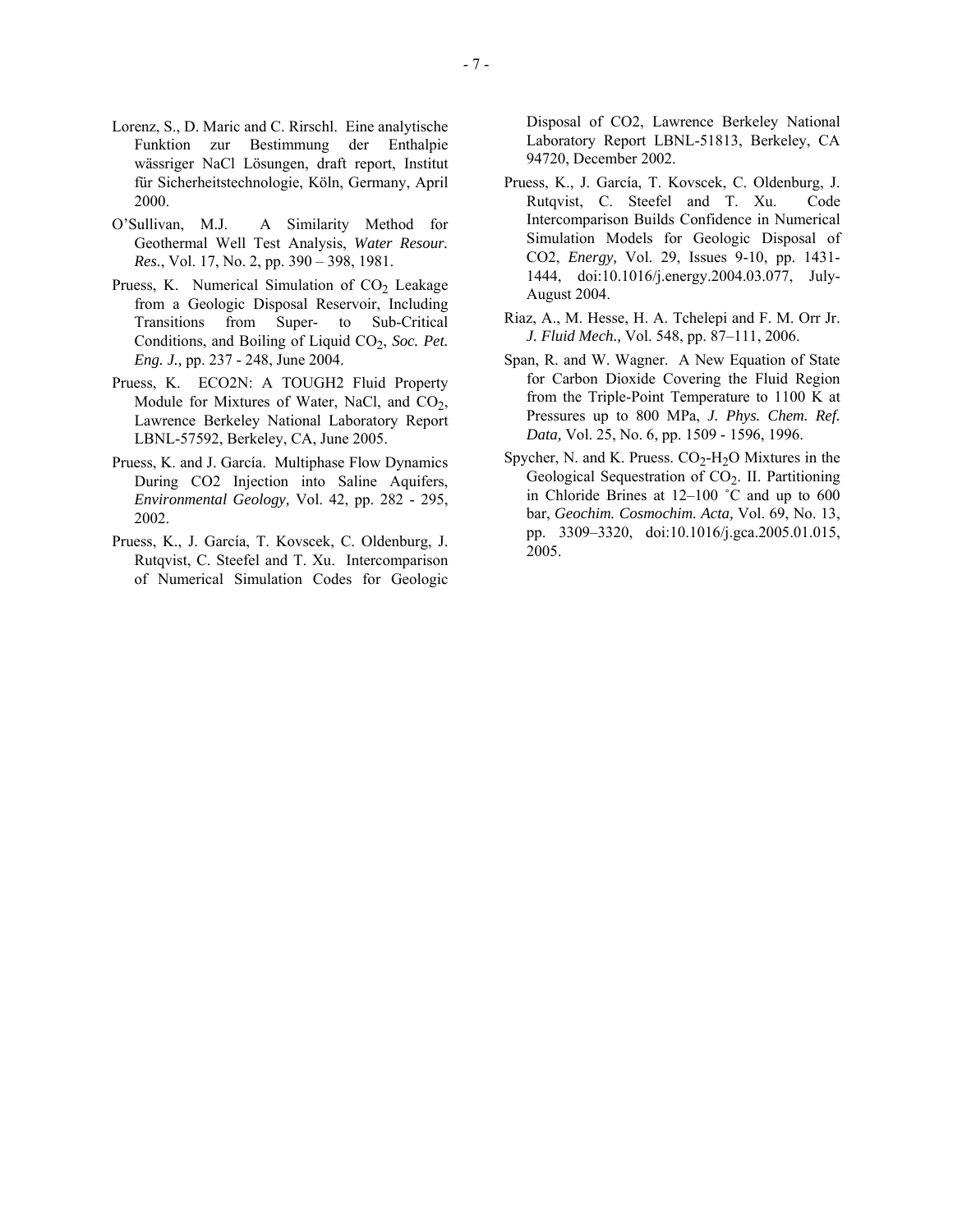Lorenz, S., D. Maric and C. Rirschl. Eine analytische Funktion zur Bestimmung der Enthalpie wässriger NaCl Lösungen, draft report, Institut für Sicherheitstechnologie, Köln, Germany, April 2000.

O'Sullivan, M.J. A Similarity Method for Geothermal Well Test Analysis, *Water Resour. Res.*, Vol. 17, No. 2, pp. 390 – 398, 1981.

Pruess, K. Numerical Simulation of $CO_2$ Leakage from a Geologic Disposal Reservoir, Including Transitions from Super- to Sub-Critical Conditions, and Boiling of Liquid $CO_2$, *Soc. Pet. Eng. J.,* pp. 237 - 248, June 2004.

Pruess, K. ECO2N: A TOUGH2 Fluid Property Module for Mixtures of Water, NaCl, and $CO_2$, Lawrence Berkeley National Laboratory Report LBNL-57592, Berkeley, CA, June 2005.

Pruess, K. and J. García. Multiphase Flow Dynamics During CO2 Injection into Saline Aquifers, *Environmental Geology,* Vol. 42, pp. 282 - 295, 2002.

Pruess, K., J. García, T. Kovscek, C. Oldenburg, J. Rutqvist, C. Steefel and T. Xu. Intercomparison of Numerical Simulation Codes for Geologic Disposal of CO2, Lawrence Berkeley National Laboratory Report LBNL-51813, Berkeley, CA 94720, December 2002.

Pruess, K., J. García, T. Kovscek, C. Oldenburg, J. Rutqvist, C. Steefel and T. Xu. Code Intercomparison Builds Confidence in Numerical Simulation Models for Geologic Disposal of CO2, *Energy,* Vol. 29, Issues 9-10, pp. 1431-1444, doi:10.1016/j.energy.2004.03.077, July-August 2004.

Riaz, A., M. Hesse, H. A. Tchelepi and F. M. Orr Jr. *J. Fluid Mech.,* Vol. 548, pp. 87–111, 2006.

Span, R. and W. Wagner. A New Equation of State for Carbon Dioxide Covering the Fluid Region from the Triple-Point Temperature to 1100 K at Pressures up to 800 MPa, *J. Phys. Chem. Ref. Data,* Vol. 25, No. 6, pp. 1509 - 1596, 1996.

Spycher, N. and K. Pruess. $CO_2$-$H_2O$ Mixtures in the Geological Sequestration of $CO_2$. II. Partitioning in Chloride Brines at 12–100 ˚C and up to 600 bar, *Geochim. Cosmochim. Acta,* Vol. 69, No. 13, pp. 3309–3320, doi:10.1016/j.gca.2005.01.015, 2005.